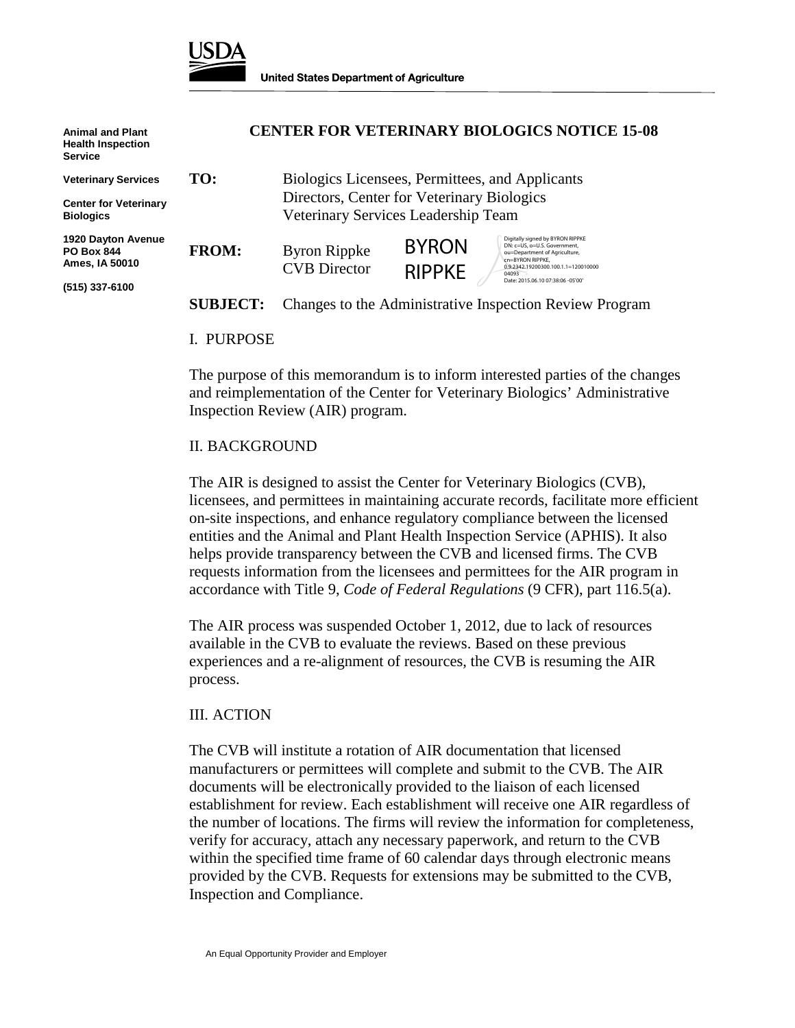**USDA**

**United States Department of Agriculture**

**Animal and Plant Health Inspection Service**

**Veterinary Services**

**Center for Veterinary Biologics**

**1920 Dayton Avenue**
**PO Box 844**
**Ames, IA 50010**

**(515) 337-6100**

# CENTER FOR VETERINARY BIOLOGICS NOTICE 15-08

**TO:** Biologics Licensees, Permittees, and Applicants
Directors, Center for Veterinary Biologics
Veterinary Services Leadership Team

**FROM:** Byron Rippke
CVB Director

BYRON RIPPKE

Digitally signed by BYRON RIPPKE
DN: c=US, o=U.S. Government, ou=Department of Agriculture, cn=BYRON RIPPKE, 0.9.2342.19200300.100.1.1=12001000004093
Date: 2015.06.10 07:38:06 -05'00'

**SUBJECT:** Changes to the Administrative Inspection Review Program

## I. PURPOSE

The purpose of this memorandum is to inform interested parties of the changes and reimplementation of the Center for Veterinary Biologics' Administrative Inspection Review (AIR) program.

## II. BACKGROUND

The AIR is designed to assist the Center for Veterinary Biologics (CVB), licensees, and permittees in maintaining accurate records, facilitate more efficient on-site inspections, and enhance regulatory compliance between the licensed entities and the Animal and Plant Health Inspection Service (APHIS). It also helps provide transparency between the CVB and licensed firms. The CVB requests information from the licensees and permittees for the AIR program in accordance with Title 9, *Code of Federal Regulations* (9 CFR), part 116.5(a).

The AIR process was suspended October 1, 2012, due to lack of resources available in the CVB to evaluate the reviews. Based on these previous experiences and a re-alignment of resources, the CVB is resuming the AIR process.

## III. ACTION

The CVB will institute a rotation of AIR documentation that licensed manufacturers or permittees will complete and submit to the CVB. The AIR documents will be electronically provided to the liaison of each licensed establishment for review. Each establishment will receive one AIR regardless of the number of locations. The firms will review the information for completeness, verify for accuracy, attach any necessary paperwork, and return to the CVB within the specified time frame of 60 calendar days through electronic means provided by the CVB. Requests for extensions may be submitted to the CVB, Inspection and Compliance.

An Equal Opportunity Provider and Employer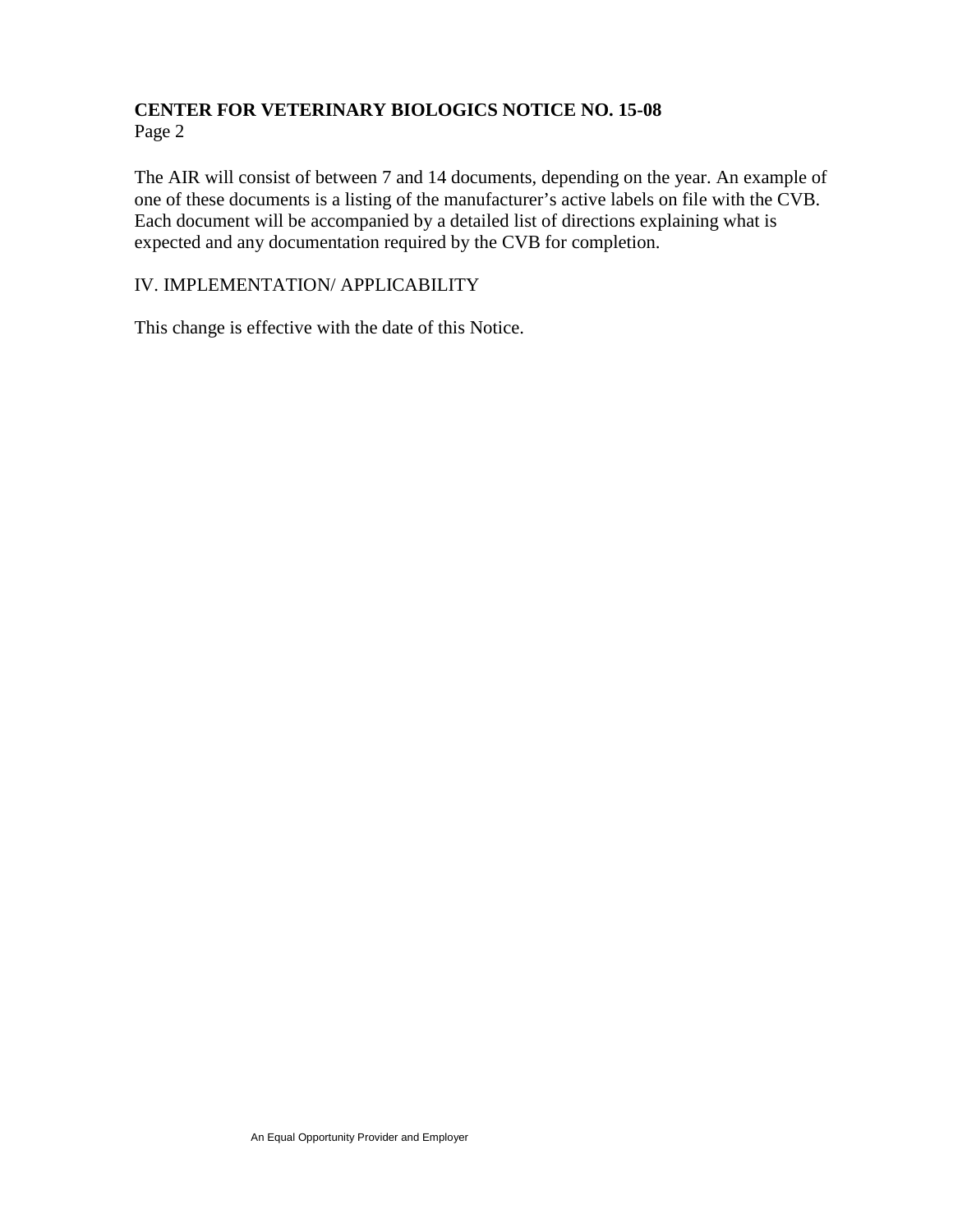The AIR will consist of between 7 and 14 documents, depending on the year. An example of one of these documents is a listing of the manufacturer's active labels on file with the CVB. Each document will be accompanied by a detailed list of directions explaining what is expected and any documentation required by the CVB for completion.

## IV. IMPLEMENTATION/ APPLICABILITY

This change is effective with the date of this Notice.